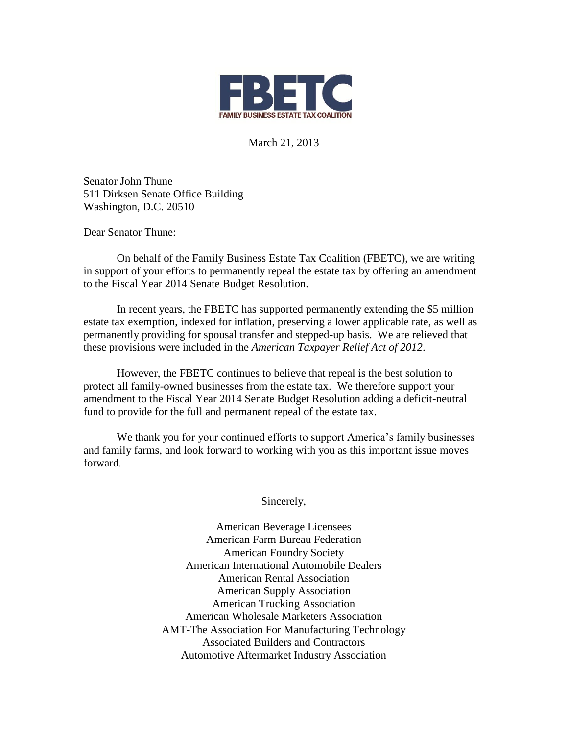**FBETC**

FAMILY BUSINESS ESTATE TAX COALITION

March 21, 2013

Senator John Thune
511 Dirksen Senate Office Building
Washington, D.C. 20510

Dear Senator Thune:

On behalf of the Family Business Estate Tax Coalition (FBETC), we are writing in support of your efforts to permanently repeal the estate tax by offering an amendment to the Fiscal Year 2014 Senate Budget Resolution.

In recent years, the FBETC has supported permanently extending the $5 million estate tax exemption, indexed for inflation, preserving a lower applicable rate, as well as permanently providing for spousal transfer and stepped-up basis. We are relieved that these provisions were included in the *American Taxpayer Relief Act of 2012*.

However, the FBETC continues to believe that repeal is the best solution to protect all family-owned businesses from the estate tax. We therefore support your amendment to the Fiscal Year 2014 Senate Budget Resolution adding a deficit-neutral fund to provide for the full and permanent repeal of the estate tax.

We thank you for your continued efforts to support America's family businesses and family farms, and look forward to working with you as this important issue moves forward.

Sincerely,

American Beverage Licensees
American Farm Bureau Federation
American Foundry Society
American International Automobile Dealers
American Rental Association
American Supply Association
American Trucking Association
American Wholesale Marketers Association
AMT-The Association For Manufacturing Technology
Associated Builders and Contractors
Automotive Aftermarket Industry Association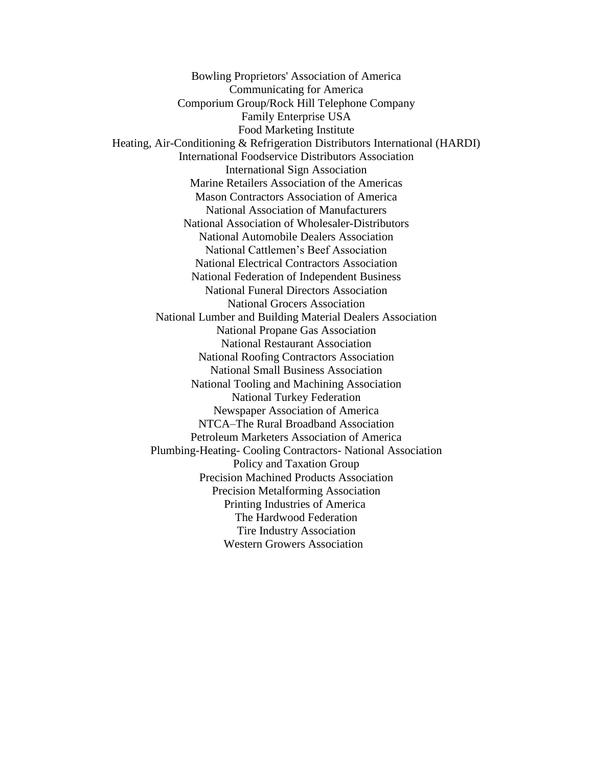Bowling Proprietors' Association of America
Communicating for America
Comporium Group/Rock Hill Telephone Company
Family Enterprise USA
Food Marketing Institute
Heating, Air-Conditioning & Refrigeration Distributors International (HARDI)
International Foodservice Distributors Association
International Sign Association
Marine Retailers Association of the Americas
Mason Contractors Association of America
National Association of Manufacturers
National Association of Wholesaler-Distributors
National Automobile Dealers Association
National Cattlemen's Beef Association
National Electrical Contractors Association
National Federation of Independent Business
National Funeral Directors Association
National Grocers Association
National Lumber and Building Material Dealers Association
National Propane Gas Association
National Restaurant Association
National Roofing Contractors Association
National Small Business Association
National Tooling and Machining Association
National Turkey Federation
Newspaper Association of America
NTCA–The Rural Broadband Association
Petroleum Marketers Association of America
Plumbing-Heating- Cooling Contractors- National Association
Policy and Taxation Group
Precision Machined Products Association
Precision Metalforming Association
Printing Industries of America
The Hardwood Federation
Tire Industry Association
Western Growers Association